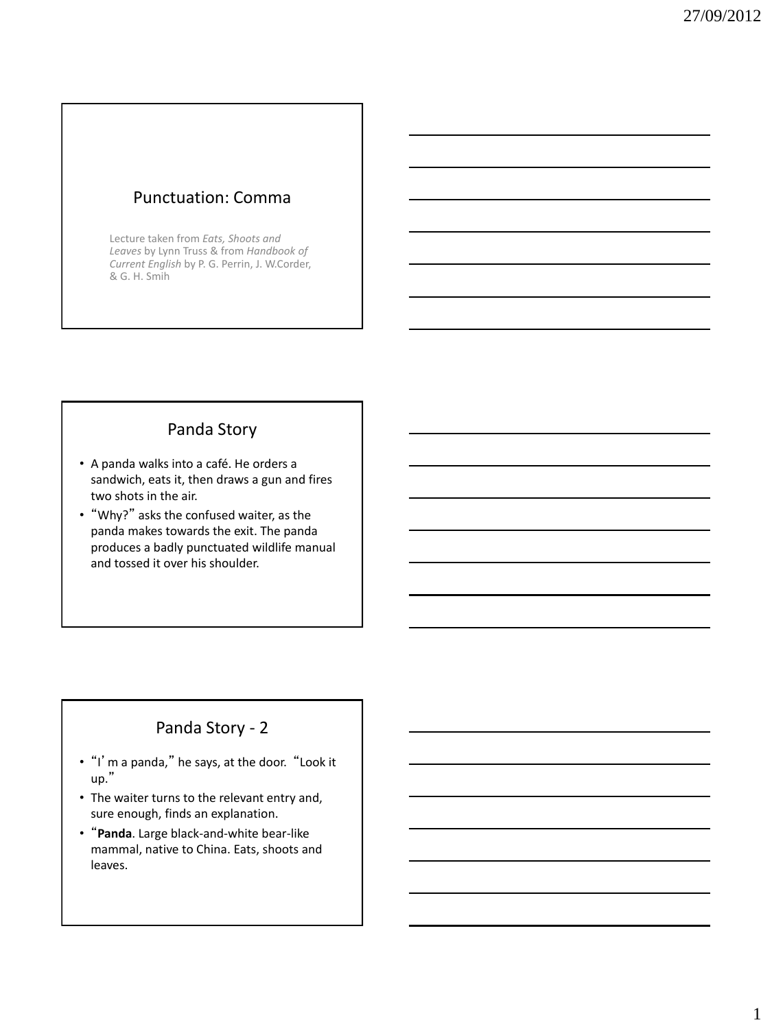## Punctuation: Comma

Lecture taken from *Eats, Shoots and Leaves* by Lynn Truss & from *Handbook of Current English* by P. G. Perrin, J. W.Corder, & G. H. Smih

## Panda Story

- A panda walks into a café. He orders a sandwich, eats it, then draws a gun and fires two shots in the air.
- "Why?" asks the confused waiter, as the panda makes towards the exit. The panda produces a badly punctuated wildlife manual and tossed it over his shoulder.

## Panda Story - 2

- "I' m a panda," he says, at the door. "Look it up."
- The waiter turns to the relevant entry and, sure enough, finds an explanation.
- "**Panda**. Large black-and-white bear-like mammal, native to China. Eats, shoots and leaves.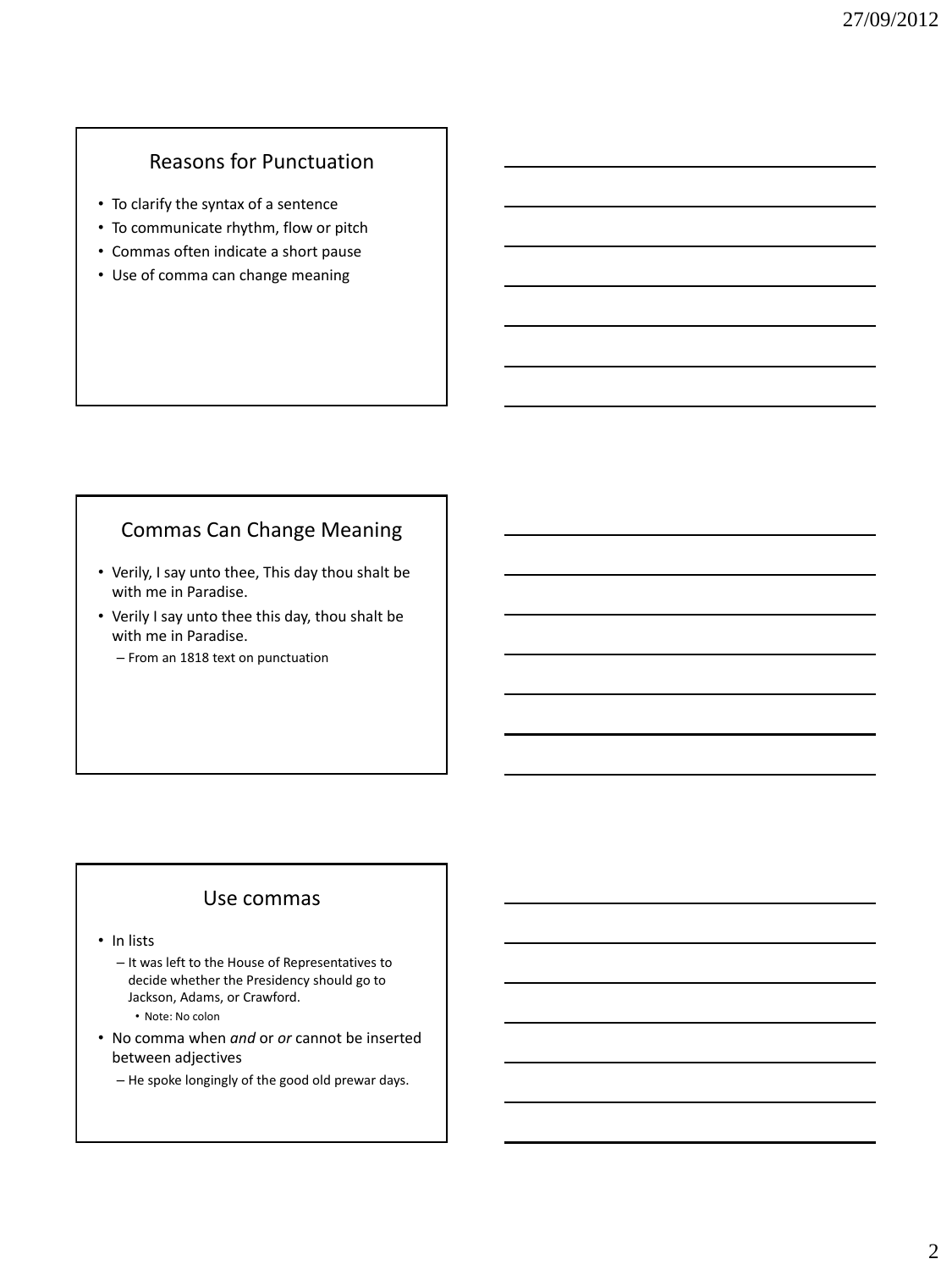## Reasons for Punctuation

- To clarify the syntax of a sentence
- To communicate rhythm, flow or pitch
- Commas often indicate a short pause
- Use of comma can change meaning

## Commas Can Change Meaning

- Verily, I say unto thee, This day thou shalt be with me in Paradise.
- Verily I say unto thee this day, thou shalt be with me in Paradise.
  - From an 1818 text on punctuation

## Use commas

- In lists
  - It was left to the House of Representatives to decide whether the Presidency should go to Jackson, Adams, or Crawford.
    - Note: No colon
- No comma when *and* or *or* cannot be inserted between adjectives
  - He spoke longingly of the good old prewar days.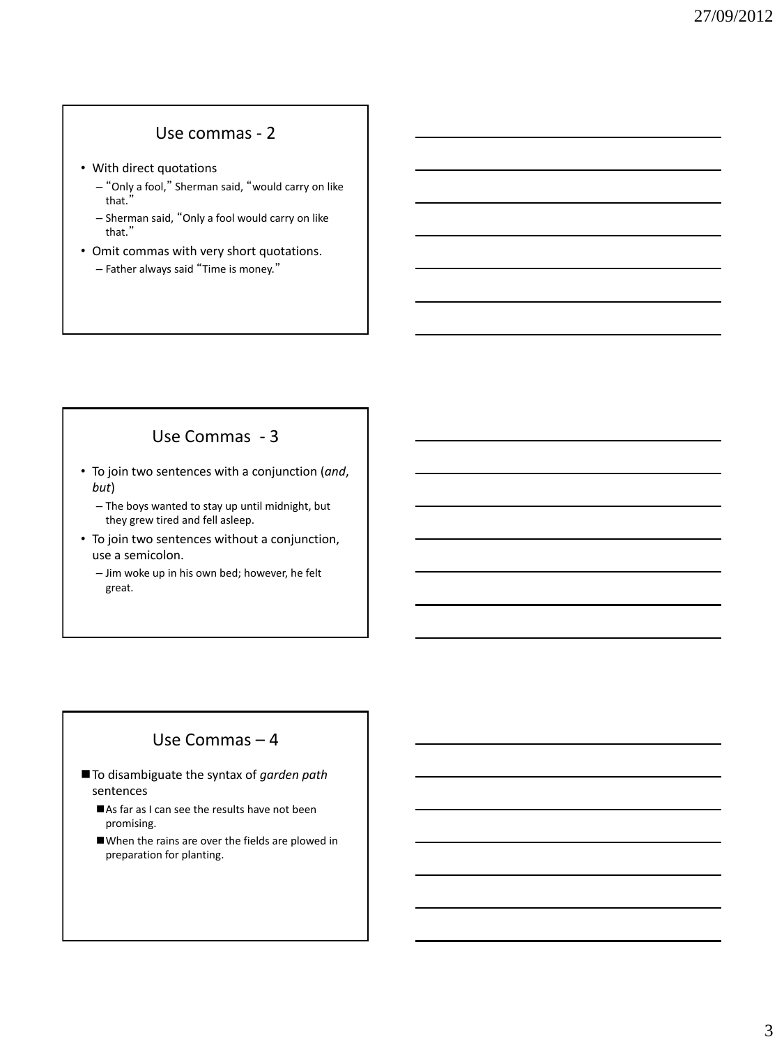## Use commas - 2

- With direct quotations
  - "Only a fool," Sherman said, "would carry on like that."
  - Sherman said, "Only a fool would carry on like that."
- Omit commas with very short quotations.
  - Father always said "Time is money."

## Use Commas - 3

- To join two sentences with a conjunction (*and*, *but*)
  - The boys wanted to stay up until midnight, but they grew tired and fell asleep.
- To join two sentences without a conjunction, use a semicolon.
  - Jim woke up in his own bed; however, he felt great.

## Use Commas – 4

- To disambiguate the syntax of *garden path* sentences
  - As far as I can see the results have not been promising.
  - When the rains are over the fields are plowed in preparation for planting.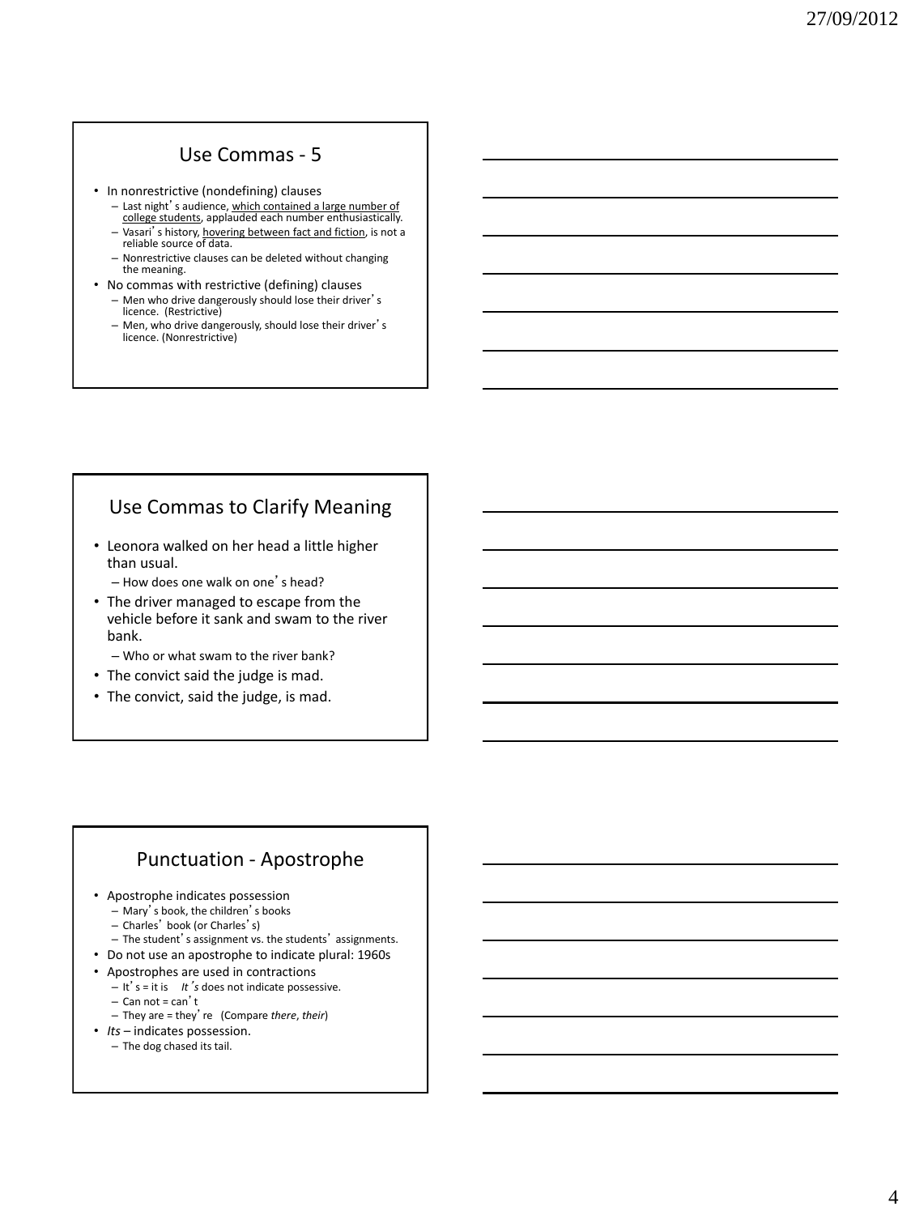## Use Commas - 5

- In nonrestrictive (nondefining) clauses
  - Last night's audience, which contained a large number of college students, applauded each number enthusiastically.
  - Vasari's history, hovering between fact and fiction, is not a reliable source of data.
  - Nonrestrictive clauses can be deleted without changing the meaning.
- No commas with restrictive (defining) clauses
  - Men who drive dangerously should lose their driver's licence. (Restrictive)
  - Men, who drive dangerously, should lose their driver's licence. (Nonrestrictive)

## Use Commas to Clarify Meaning

- Leonora walked on her head a little higher than usual.
  - How does one walk on one's head?
- The driver managed to escape from the vehicle before it sank and swam to the river bank.
  - Who or what swam to the river bank?
- The convict said the judge is mad.
- The convict, said the judge, is mad.

## Punctuation - Apostrophe

- Apostrophe indicates possession
  - Mary's book, the children's books
  - Charles' book (or Charles's)
  - The student's assignment vs. the students' assignments.
- Do not use an apostrophe to indicate plural: 1960s
- Apostrophes are used in contractions
  - It's = it is *It's* does not indicate possessive.
  - Can not = can't
  - They are = they're (Compare *there*, *their*)
- *Its* – indicates possession.
  - The dog chased its tail.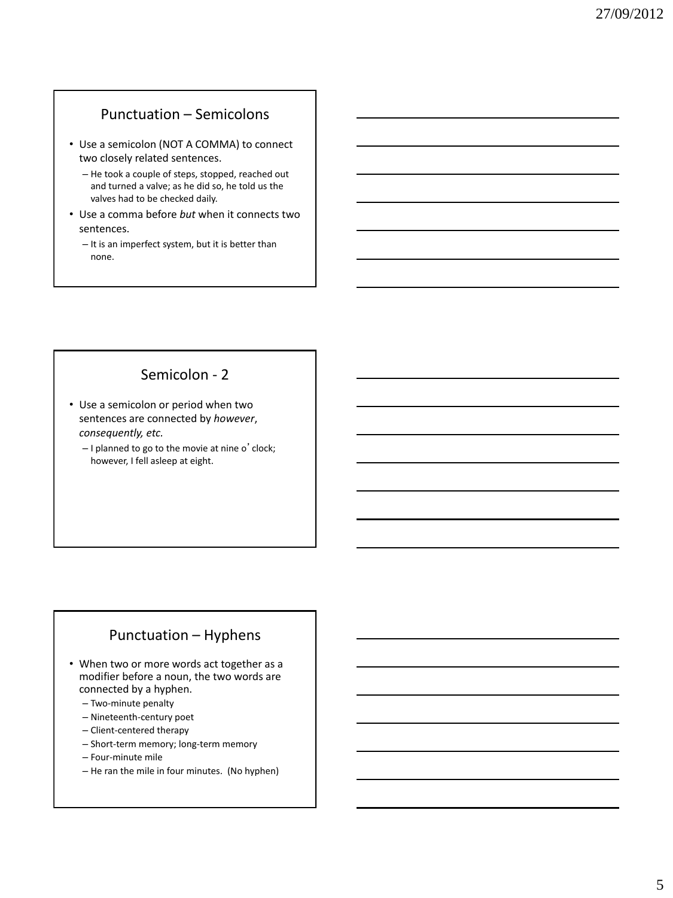## Punctuation – Semicolons

- Use a semicolon (NOT A COMMA) to connect two closely related sentences.
  - He took a couple of steps, stopped, reached out and turned a valve; as he did so, he told us the valves had to be checked daily.
- Use a comma before *but* when it connects two sentences.
  - It is an imperfect system, but it is better than none.

## Semicolon - 2

- Use a semicolon or period when two sentences are connected by *however*, *consequently, etc.*
  - I planned to go to the movie at nine o'clock; however, I fell asleep at eight.

## Punctuation – Hyphens

- When two or more words act together as a modifier before a noun, the two words are connected by a hyphen.
  - Two-minute penalty
  - Nineteenth-century poet
  - Client-centered therapy
  - Short-term memory; long-term memory
  - Four-minute mile
  - He ran the mile in four minutes. (No hyphen)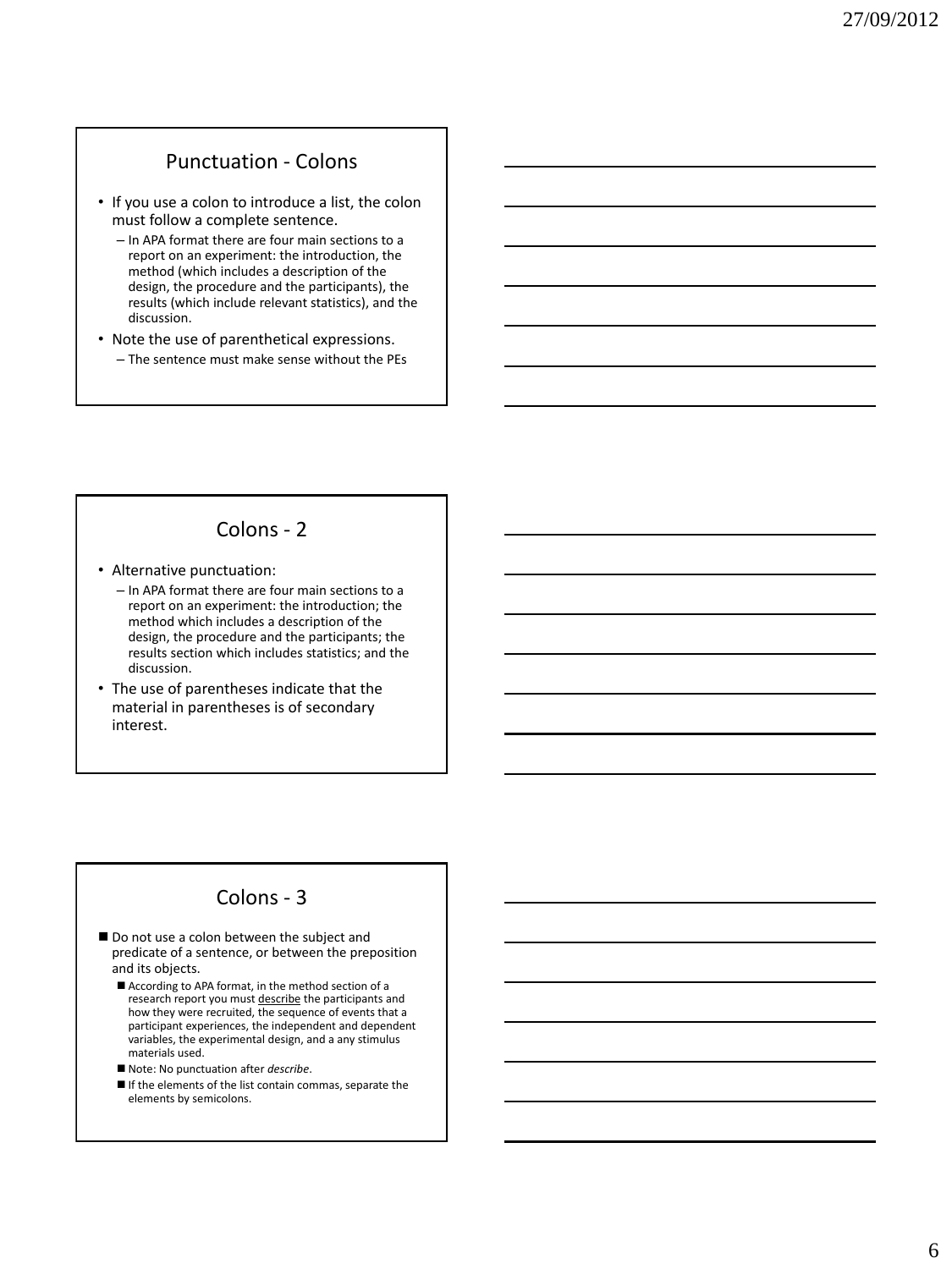## Punctuation - Colons

- If you use a colon to introduce a list, the colon must follow a complete sentence.
  - In APA format there are four main sections to a report on an experiment: the introduction, the method (which includes a description of the design, the procedure and the participants), the results (which include relevant statistics), and the discussion.
- Note the use of parenthetical expressions.
  - The sentence must make sense without the PEs

## Colons - 2

- Alternative punctuation:
  - In APA format there are four main sections to a report on an experiment: the introduction; the method which includes a description of the design, the procedure and the participants; the results section which includes statistics; and the discussion.
- The use of parentheses indicate that the material in parentheses is of secondary interest.

## Colons - 3

- Do not use a colon between the subject and predicate of a sentence, or between the preposition and its objects.
  - According to APA format, in the method section of a research report you must describe the participants and how they were recruited, the sequence of events that a participant experiences, the independent and dependent variables, the experimental design, and a any stimulus materials used.
  - Note: No punctuation after *describe*.
  - If the elements of the list contain commas, separate the elements by semicolons.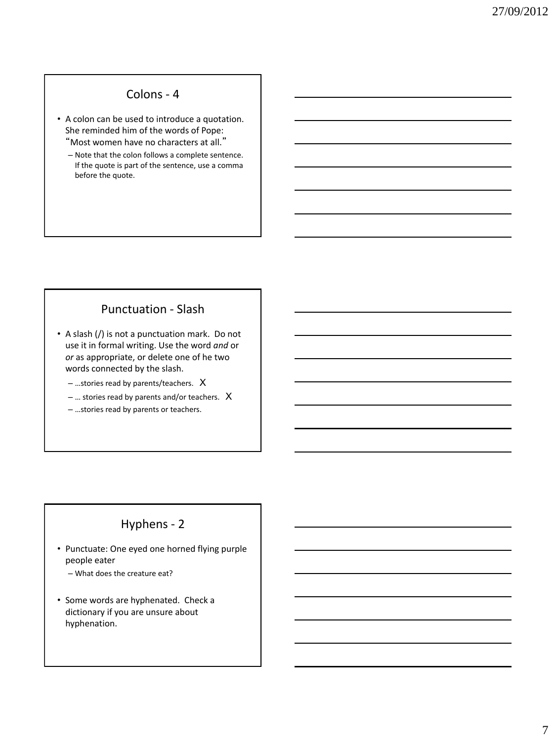## Colons - 4

- A colon can be used to introduce a quotation. She reminded him of the words of Pope: "Most women have no characters at all."
  - Note that the colon follows a complete sentence. If the quote is part of the sentence, use a comma before the quote.

## Punctuation - Slash

- A slash (/) is not a punctuation mark. Do not use it in formal writing. Use the word *and* or *or* as appropriate, or delete one of he two words connected by the slash.
  - …stories read by parents/teachers. X
  - … stories read by parents and/or teachers. X
  - …stories read by parents or teachers.

## Hyphens - 2

- Punctuate: One eyed one horned flying purple people eater
  - What does the creature eat?
- Some words are hyphenated. Check a dictionary if you are unsure about hyphenation.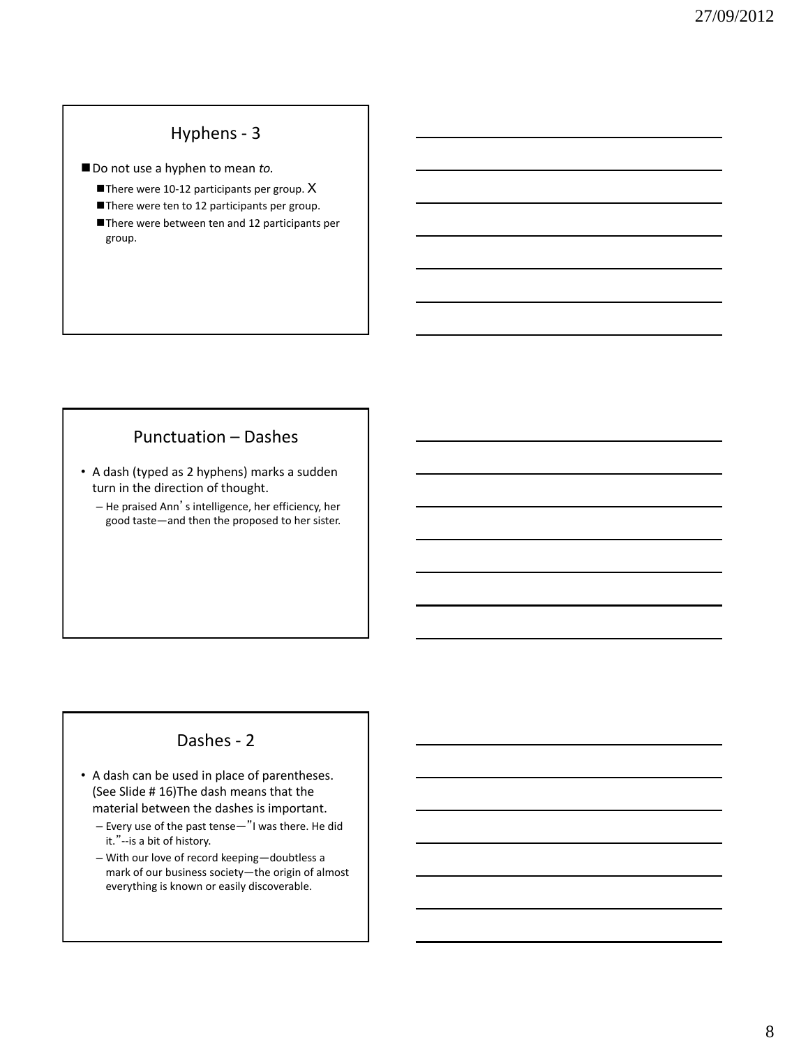## Hyphens - 3

- Do not use a hyphen to mean *to.*
  - There were 10-12 participants per group. X
  - There were ten to 12 participants per group.
  - There were between ten and 12 participants per group.

## Punctuation – Dashes

- A dash (typed as 2 hyphens) marks a sudden turn in the direction of thought.
  - He praised Ann's intelligence, her efficiency, her good taste—and then the proposed to her sister.

## Dashes - 2

- A dash can be used in place of parentheses. (See Slide # 16)The dash means that the material between the dashes is important.
  - Every use of the past tense—"I was there. He did it."--is a bit of history.
  - With our love of record keeping—doubtless a mark of our business society—the origin of almost everything is known or easily discoverable.